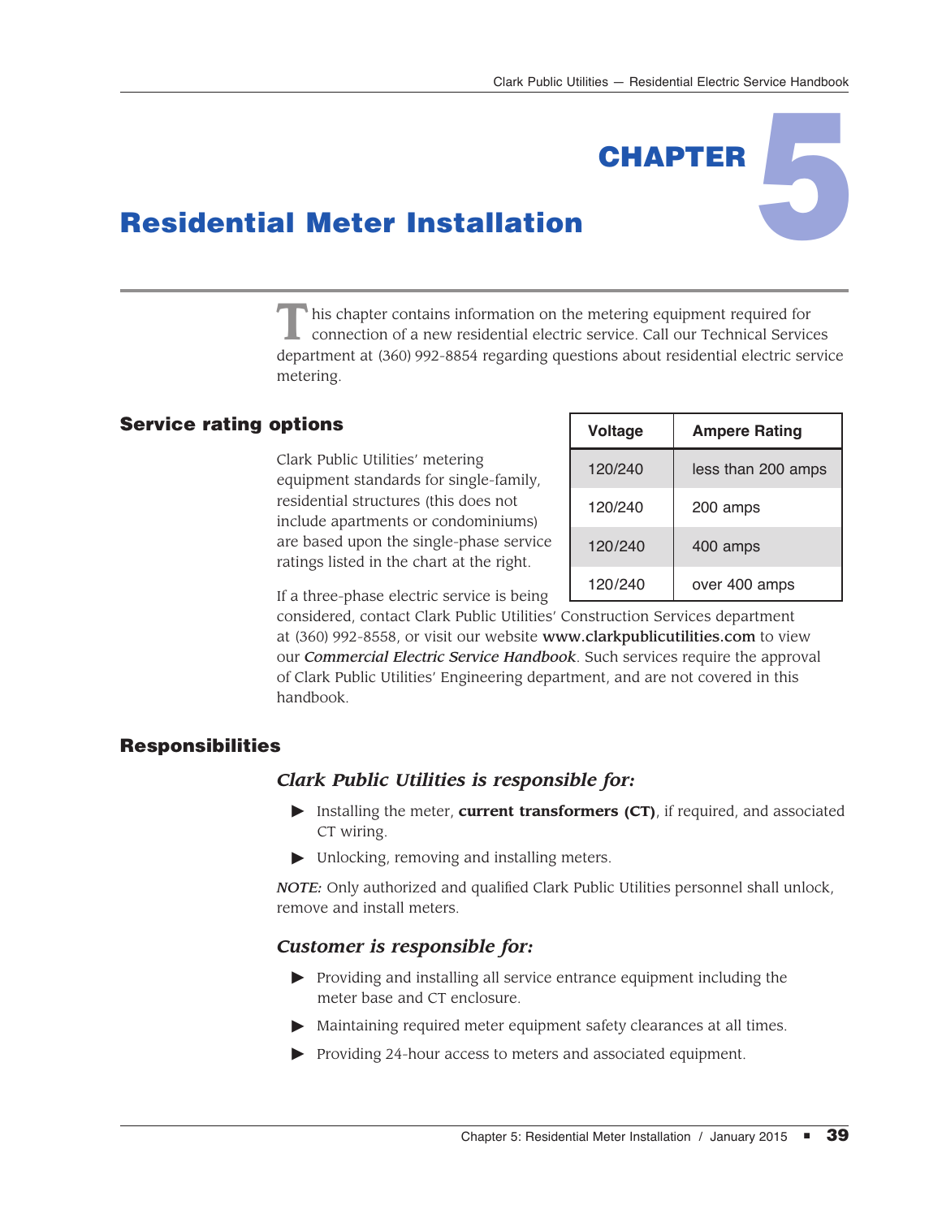# CHAPTER 5

# Residential Meter Installation

This chapter contains information on the metering equipment required for connection of a new residential electric service. Call our Technical Services department at (360) 992-8854 regarding questions about residential electric service metering.

## Service rating options

Clark Public Utilities' metering equipment standards for single-family, residential structures (this does not include apartments or condominiums) are based upon the single-phase service ratings listed in the chart at the right.

| Voltage | Ampere Rating |
| --- | --- |
| 120/240 | less than 200 amps |
| 120/240 | 200 amps |
| 120/240 | 400 amps |
| 120/240 | over 400 amps |

If a three-phase electric service is being considered, contact Clark Public Utilities' Construction Services department at (360) 992-8558, or visit our website **www.clarkpublicutilities.com** to view our ***Commercial Electric Service Handbook***. Such services require the approval of Clark Public Utilities' Engineering department, and are not covered in this handbook.

## Responsibilities

### *Clark Public Utilities is responsible for:*

- Installing the meter, **current transformers (CT)**, if required, and associated CT wiring.
- Unlocking, removing and installing meters.

*NOTE:* Only authorized and qualified Clark Public Utilities personnel shall unlock, remove and install meters.

### *Customer is responsible for:*

- Providing and installing all service entrance equipment including the meter base and CT enclosure.
- Maintaining required meter equipment safety clearances at all times.
- Providing 24-hour access to meters and associated equipment.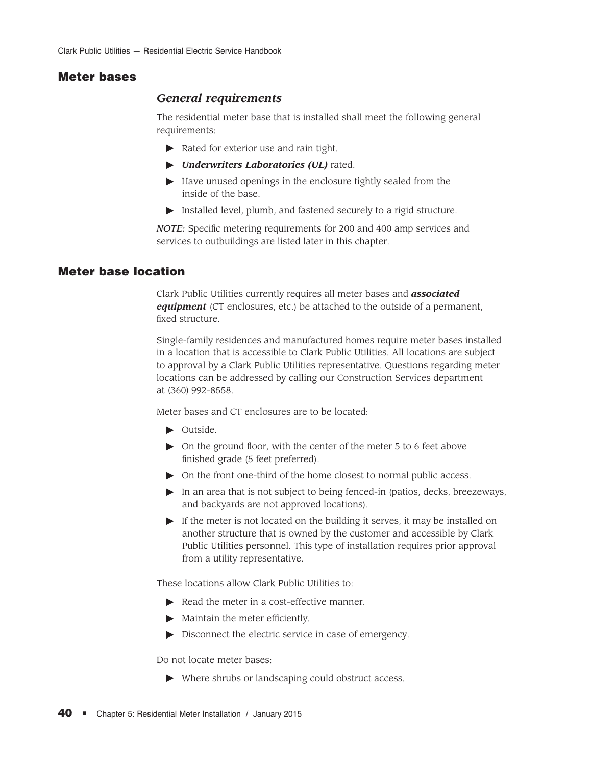## Meter bases

### *General requirements*

The residential meter base that is installed shall meet the following general requirements:

- Rated for exterior use and rain tight.
- ***Underwriters Laboratories (UL)*** rated.
- Have unused openings in the enclosure tightly sealed from the inside of the base.
- Installed level, plumb, and fastened securely to a rigid structure.

*NOTE:* Specific metering requirements for 200 and 400 amp services and services to outbuildings are listed later in this chapter.

## Meter base location

Clark Public Utilities currently requires all meter bases and ***associated equipment*** (CT enclosures, etc.) be attached to the outside of a permanent, fixed structure.

Single-family residences and manufactured homes require meter bases installed in a location that is accessible to Clark Public Utilities. All locations are subject to approval by a Clark Public Utilities representative. Questions regarding meter locations can be addressed by calling our Construction Services department at (360) 992-8558.

Meter bases and CT enclosures are to be located:

- Outside.
- On the ground floor, with the center of the meter 5 to 6 feet above finished grade (5 feet preferred).
- On the front one-third of the home closest to normal public access.
- In an area that is not subject to being fenced-in (patios, decks, breezeways, and backyards are not approved locations).
- If the meter is not located on the building it serves, it may be installed on another structure that is owned by the customer and accessible by Clark Public Utilities personnel. This type of installation requires prior approval from a utility representative.

These locations allow Clark Public Utilities to:

- Read the meter in a cost-effective manner.
- Maintain the meter efficiently.
- Disconnect the electric service in case of emergency.

Do not locate meter bases:

- Where shrubs or landscaping could obstruct access.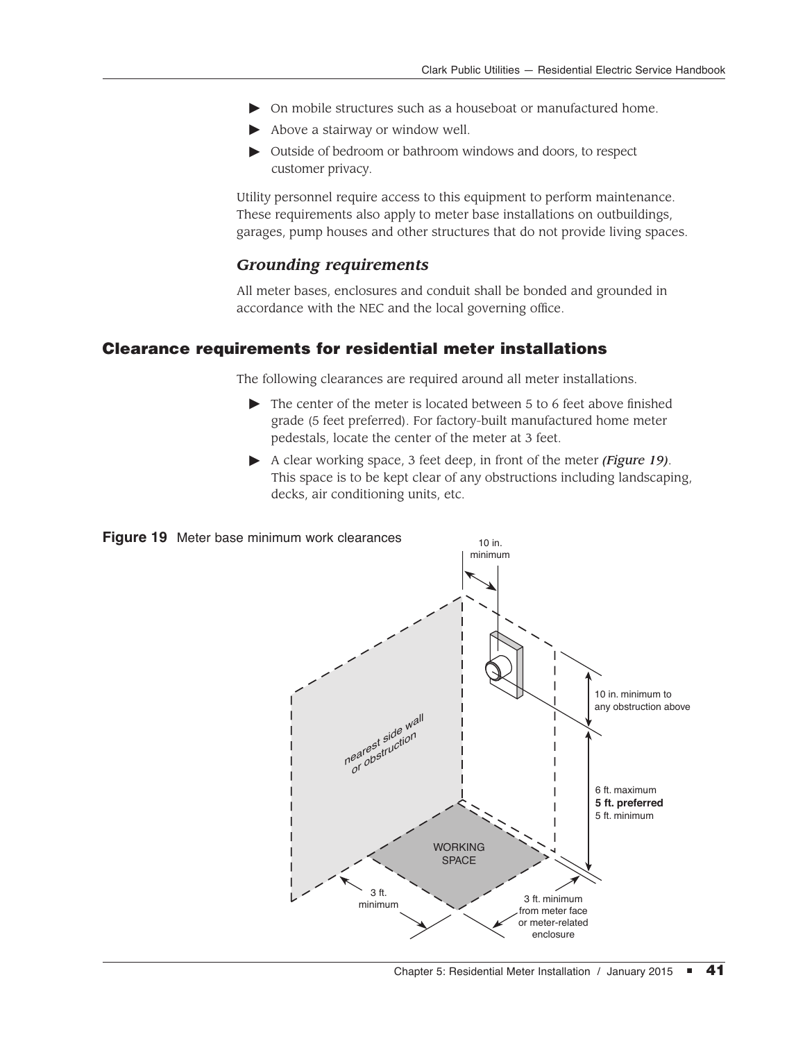- On mobile structures such as a houseboat or manufactured home.
- Above a stairway or window well.
- Outside of bedroom or bathroom windows and doors, to respect customer privacy.

Utility personnel require access to this equipment to perform maintenance. These requirements also apply to meter base installations on outbuildings, garages, pump houses and other structures that do not provide living spaces.

### *Grounding requirements*

All meter bases, enclosures and conduit shall be bonded and grounded in accordance with the NEC and the local governing office.

## Clearance requirements for residential meter installations

The following clearances are required around all meter installations.

- The center of the meter is located between 5 to 6 feet above finished grade (5 feet preferred). For factory-built manufactured home meter pedestals, locate the center of the meter at 3 feet.
- A clear working space, 3 feet deep, in front of the meter ***(Figure 19)***. This space is to be kept clear of any obstructions including landscaping, decks, air conditioning units, etc.

**Figure 19** Meter base minimum work clearances

10 in. minimum

10 in. minimum to any obstruction above

nearest side wall or obstruction

6 ft. maximum
**5 ft. preferred**
5 ft. minimum

WORKING SPACE

3 ft. minimum

3 ft. minimum from meter face or meter-related enclosure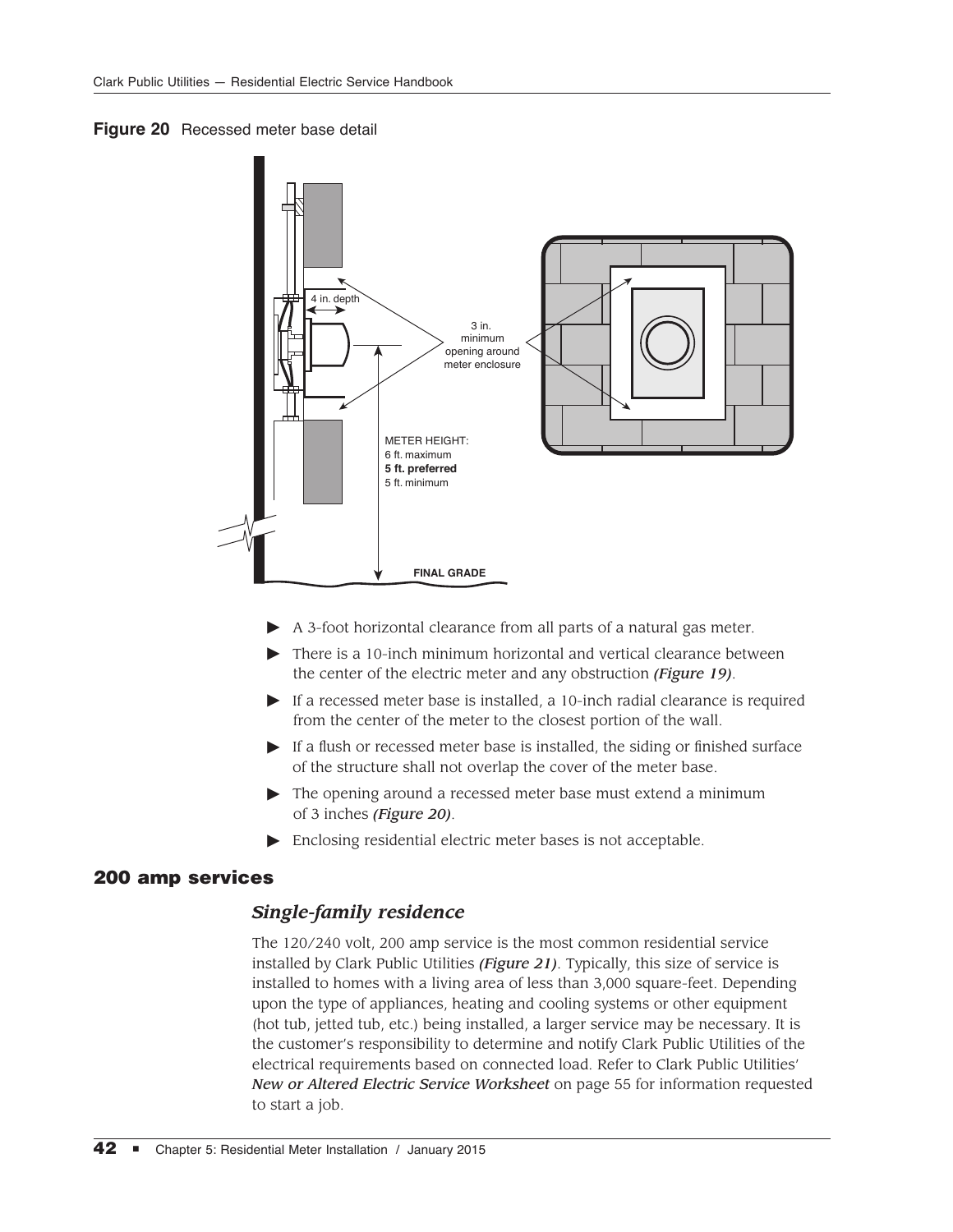**Figure 20** Recessed meter base detail

- A 3-foot horizontal clearance from all parts of a natural gas meter.
- There is a 10-inch minimum horizontal and vertical clearance between the center of the electric meter and any obstruction *(Figure 19)*.
- If a recessed meter base is installed, a 10-inch radial clearance is required from the center of the meter to the closest portion of the wall.
- If a flush or recessed meter base is installed, the siding or finished surface of the structure shall not overlap the cover of the meter base.
- The opening around a recessed meter base must extend a minimum of 3 inches *(Figure 20)*.
- Enclosing residential electric meter bases is not acceptable.

## 200 amp services

### *Single-family residence*

The 120/240 volt, 200 amp service is the most common residential service installed by Clark Public Utilities *(Figure 21)*. Typically, this size of service is installed to homes with a living area of less than 3,000 square-feet. Depending upon the type of appliances, heating and cooling systems or other equipment (hot tub, jetted tub, etc.) being installed, a larger service may be necessary. It is the customer's responsibility to determine and notify Clark Public Utilities of the electrical requirements based on connected load. Refer to Clark Public Utilities' ***New or Altered Electric Service Worksheet*** on page 55 for information requested to start a job.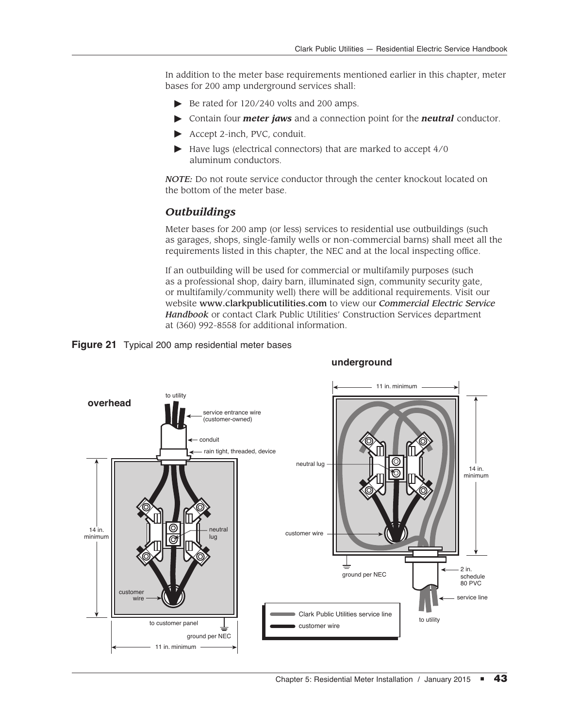In addition to the meter base requirements mentioned earlier in this chapter, meter bases for 200 amp underground services shall:

- Be rated for 120/240 volts and 200 amps.
- Contain four ***meter jaws*** and a connection point for the ***neutral*** conductor.
- Accept 2-inch, PVC, conduit.
- Have lugs (electrical connectors) that are marked to accept 4/0 aluminum conductors.

*NOTE:* Do not route service conductor through the center knockout located on the bottom of the meter base.

### *Outbuildings*

Meter bases for 200 amp (or less) services to residential use outbuildings (such as garages, shops, single-family wells or non-commercial barns) shall meet all the requirements listed in this chapter, the NEC and at the local inspecting office.

If an outbuilding will be used for commercial or multifamily purposes (such as a professional shop, dairy barn, illuminated sign, community security gate, or multifamily/community well) there will be additional requirements. Visit our website **www.clarkpublicutilities.com** to view our ***Commercial Electric Service Handbook*** or contact Clark Public Utilities' Construction Services department at (360) 992-8558 for additional information.

**Figure 21** Typical 200 amp residential meter bases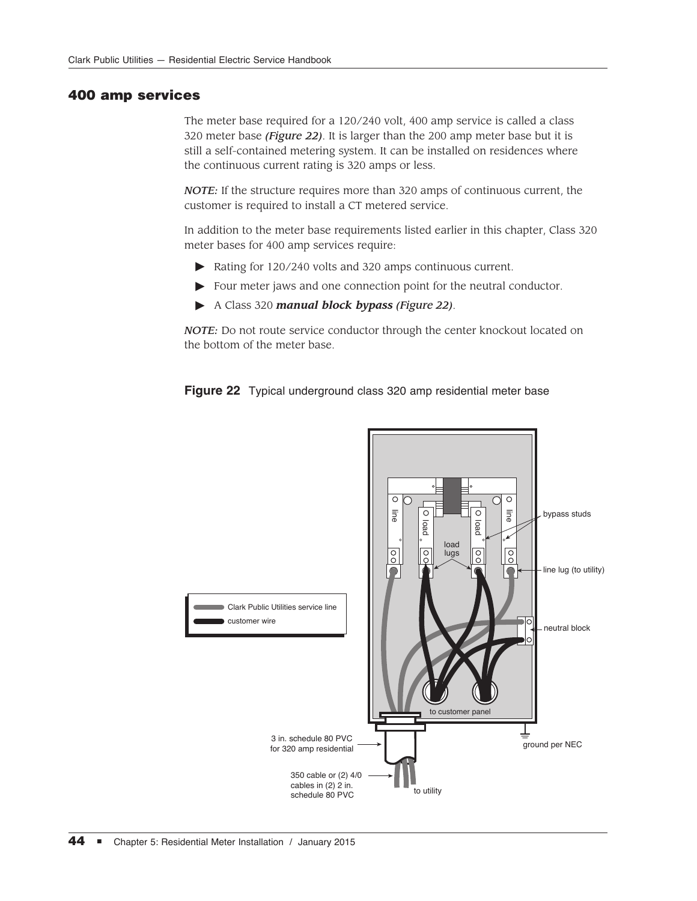## 400 amp services

The meter base required for a 120/240 volt, 400 amp service is called a class 320 meter base ***(Figure 22)***. It is larger than the 200 amp meter base but it is still a self-contained metering system. It can be installed on residences where the continuous current rating is 320 amps or less.

*NOTE:* If the structure requires more than 320 amps of continuous current, the customer is required to install a CT metered service.

In addition to the meter base requirements listed earlier in this chapter, Class 320 meter bases for 400 amp services require:

- Rating for 120/240 volts and 320 amps continuous current.
- Four meter jaws and one connection point for the neutral conductor.
- A Class 320 ***manual block bypass (Figure 22)***.

*NOTE:* Do not route service conductor through the center knockout located on the bottom of the meter base.

**Figure 22** Typical underground class 320 amp residential meter base

line, load, load, line, load lugs, bypass studs, line lug (to utility), neutral block, to customer panel, ground per NEC, 3 in. schedule 80 PVC for 320 amp residential, 350 cable or (2) 4/0 cables in (2) 2 in. schedule 80 PVC, to utility

Clark Public Utilities service line
customer wire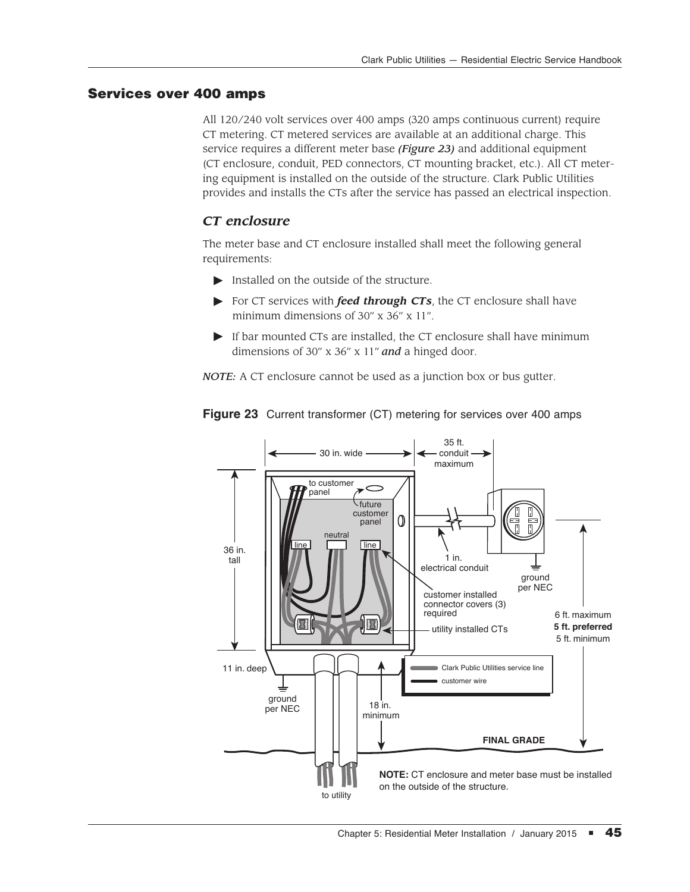## Services over 400 amps

All 120/240 volt services over 400 amps (320 amps continuous current) require CT metering. CT metered services are available at an additional charge. This service requires a different meter base ***(Figure 23)*** and additional equipment (CT enclosure, conduit, PED connectors, CT mounting bracket, etc.). All CT metering equipment is installed on the outside of the structure. Clark Public Utilities provides and installs the CTs after the service has passed an electrical inspection.

### *CT enclosure*

The meter base and CT enclosure installed shall meet the following general requirements:

- Installed on the outside of the structure.
- For CT services with ***feed through CTs***, the CT enclosure shall have minimum dimensions of 30″ x 36″ x 11″.
- If bar mounted CTs are installed, the CT enclosure shall have minimum dimensions of 30″ x 36″ x 11″ ***and*** a hinged door.

*NOTE:* A CT enclosure cannot be used as a junction box or bus gutter.

**Figure 23** Current transformer (CT) metering for services over 400 amps

**NOTE:** CT enclosure and meter base must be installed on the outside of the structure.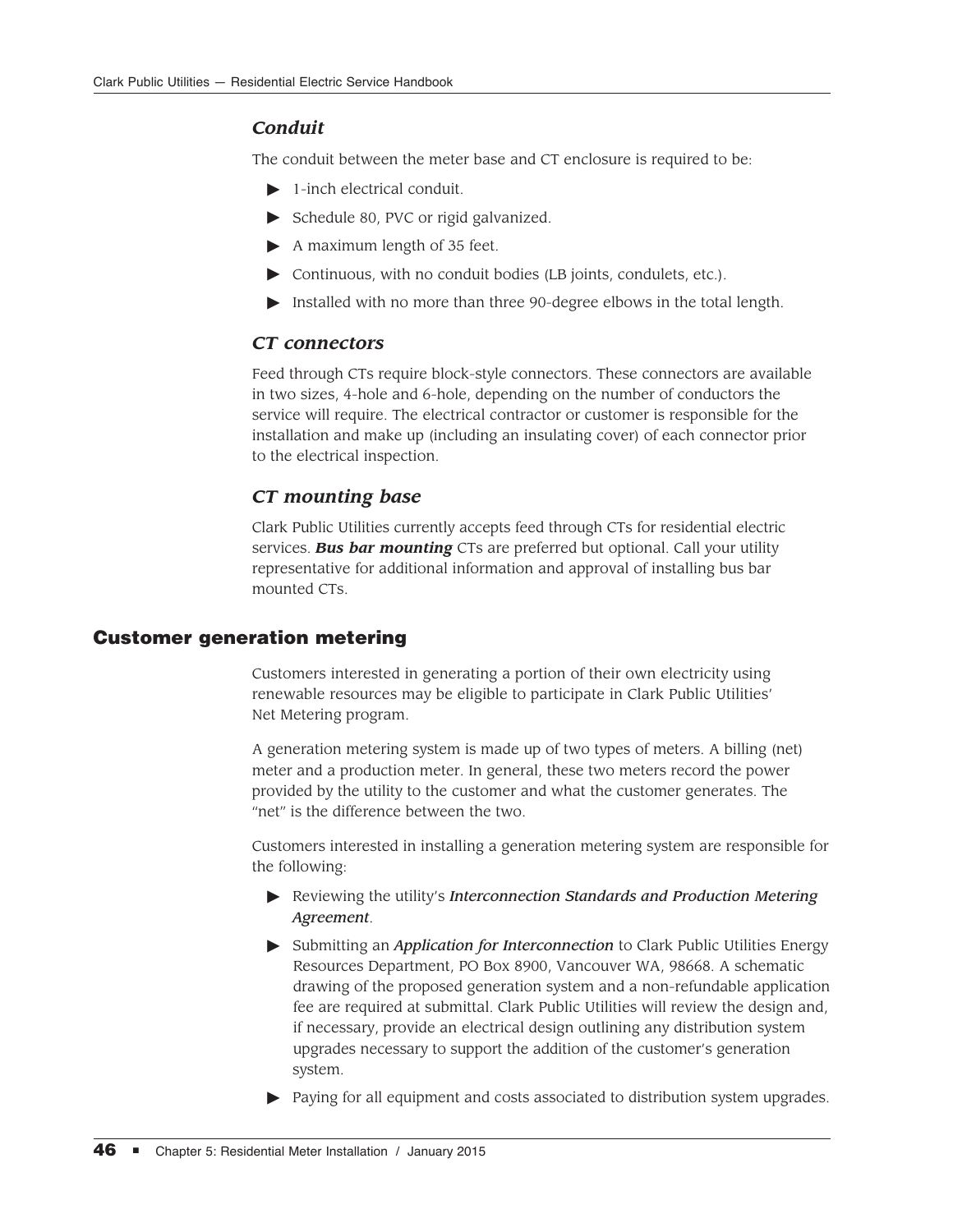### *Conduit*

The conduit between the meter base and CT enclosure is required to be:

- 1-inch electrical conduit.
- Schedule 80, PVC or rigid galvanized.
- A maximum length of 35 feet.
- Continuous, with no conduit bodies (LB joints, condulets, etc.).
- Installed with no more than three 90-degree elbows in the total length.

### *CT connectors*

Feed through CTs require block-style connectors. These connectors are available in two sizes, 4-hole and 6-hole, depending on the number of conductors the service will require. The electrical contractor or customer is responsible for the installation and make up (including an insulating cover) of each connector prior to the electrical inspection.

### *CT mounting base*

Clark Public Utilities currently accepts feed through CTs for residential electric services. ***Bus bar mounting*** CTs are preferred but optional. Call your utility representative for additional information and approval of installing bus bar mounted CTs.

## Customer generation metering

Customers interested in generating a portion of their own electricity using renewable resources may be eligible to participate in Clark Public Utilities' Net Metering program.

A generation metering system is made up of two types of meters. A billing (net) meter and a production meter. In general, these two meters record the power provided by the utility to the customer and what the customer generates. The "net" is the difference between the two.

Customers interested in installing a generation metering system are responsible for the following:

- Reviewing the utility's *Interconnection Standards and Production Metering Agreement*.
- Submitting an *Application for Interconnection* to Clark Public Utilities Energy Resources Department, PO Box 8900, Vancouver WA, 98668. A schematic drawing of the proposed generation system and a non-refundable application fee are required at submittal. Clark Public Utilities will review the design and, if necessary, provide an electrical design outlining any distribution system upgrades necessary to support the addition of the customer's generation system.
- Paying for all equipment and costs associated to distribution system upgrades.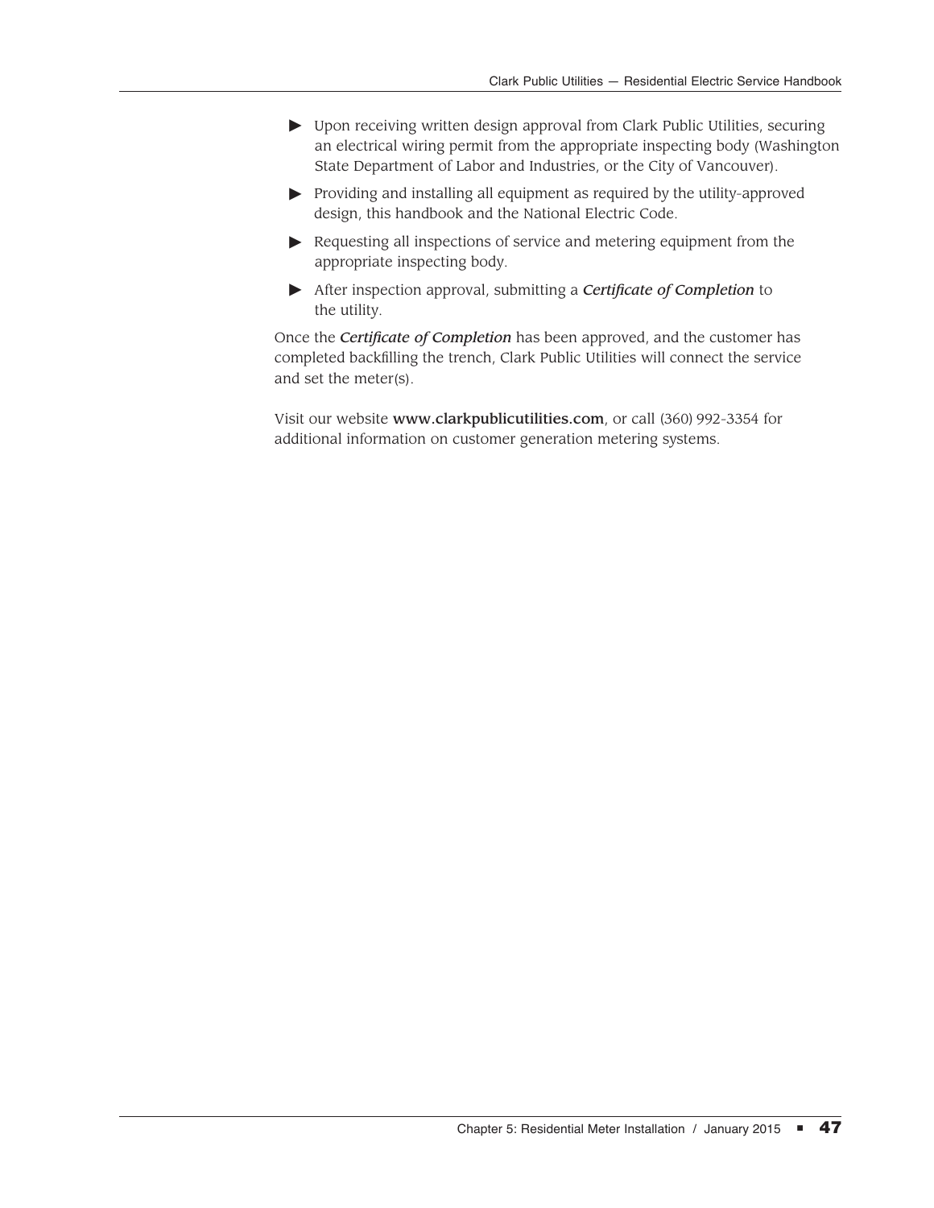- Upon receiving written design approval from Clark Public Utilities, securing an electrical wiring permit from the appropriate inspecting body (Washington State Department of Labor and Industries, or the City of Vancouver).
- Providing and installing all equipment as required by the utility-approved design, this handbook and the National Electric Code.
- Requesting all inspections of service and metering equipment from the appropriate inspecting body.
- After inspection approval, submitting a ***Certificate of Completion*** to the utility.

Once the ***Certificate of Completion*** has been approved, and the customer has completed backfilling the trench, Clark Public Utilities will connect the service and set the meter(s).

Visit our website **www.clarkpublicutilities.com**, or call (360) 992-3354 for additional information on customer generation metering systems.